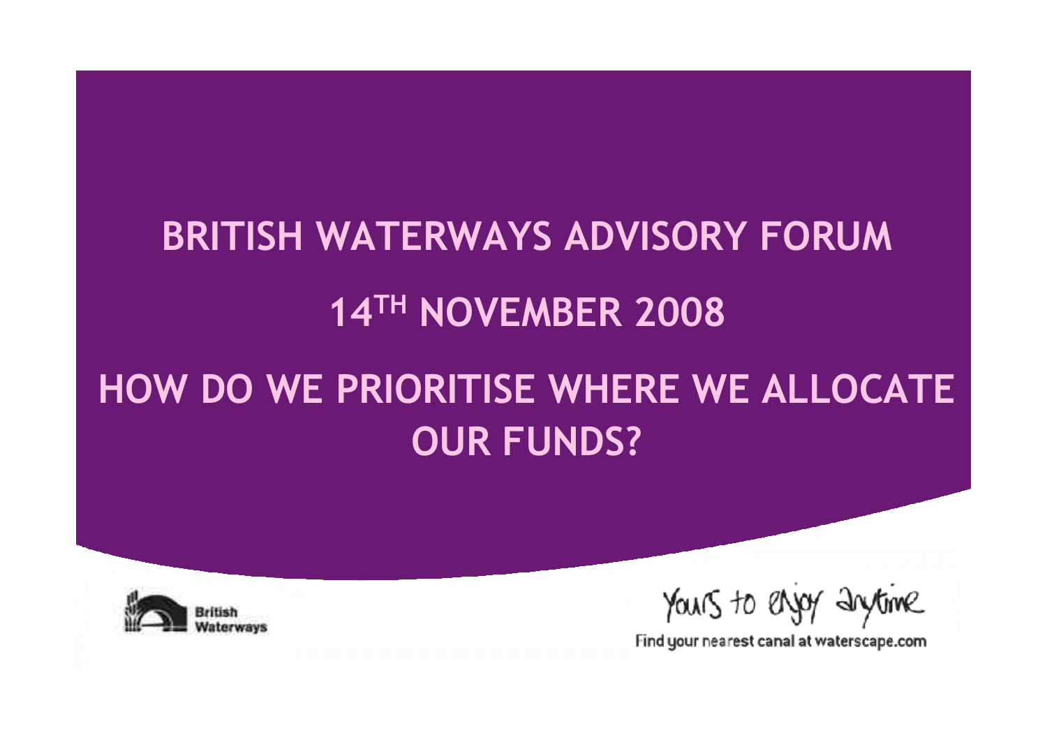# BRITISH WATERWAYS ADVISORY FORUM

## 14TH NOVEMBER 2008

## HOW DO WE PRIORITISE WHERE WE ALLOCATE OUR FUNDS?

British Waterways

Yours to enjoy anytime

Find your nearest canal at waterscape.com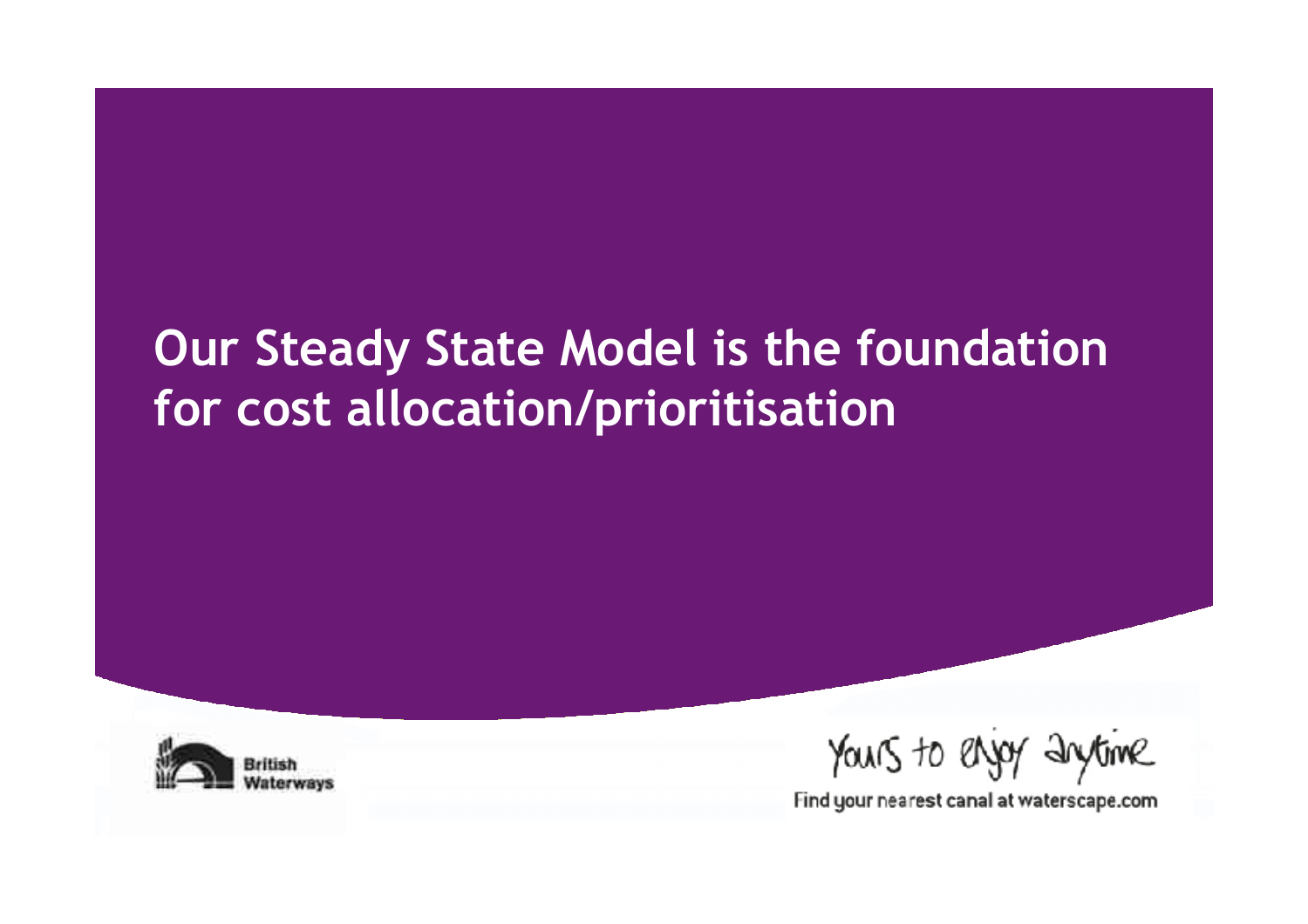# Our Steady State Model is the foundation for cost allocation/prioritisation

British Waterways

Yours to enjoy anytime

Find your nearest canal at waterscape.com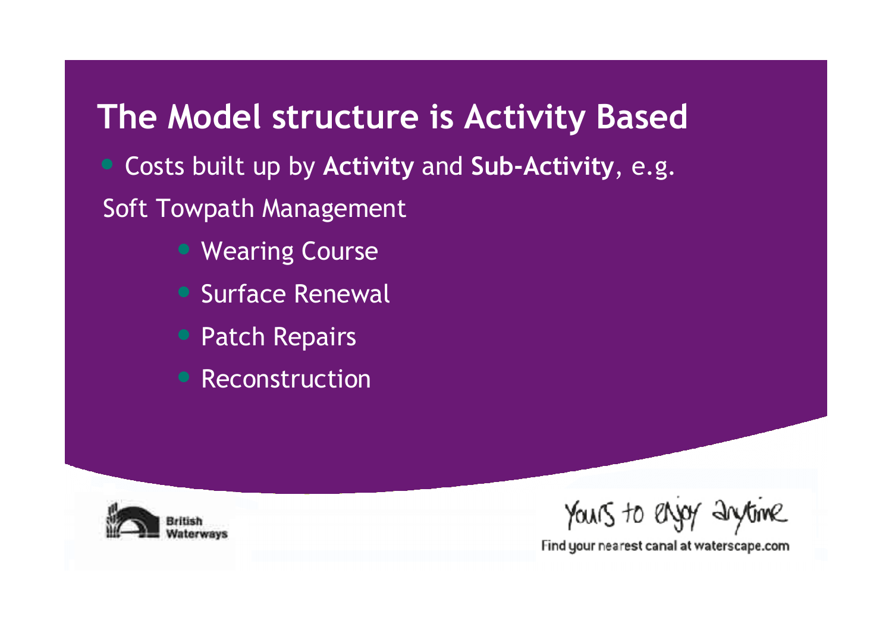# The Model structure is Activity Based

- Costs built up by **Activity** and **Sub-Activity**, e.g.

Soft Towpath Management

  - Wearing Course
  - Surface Renewal
  - Patch Repairs
  - Reconstruction

British Waterways

Yours to enjoy anytime

Find your nearest canal at waterscape.com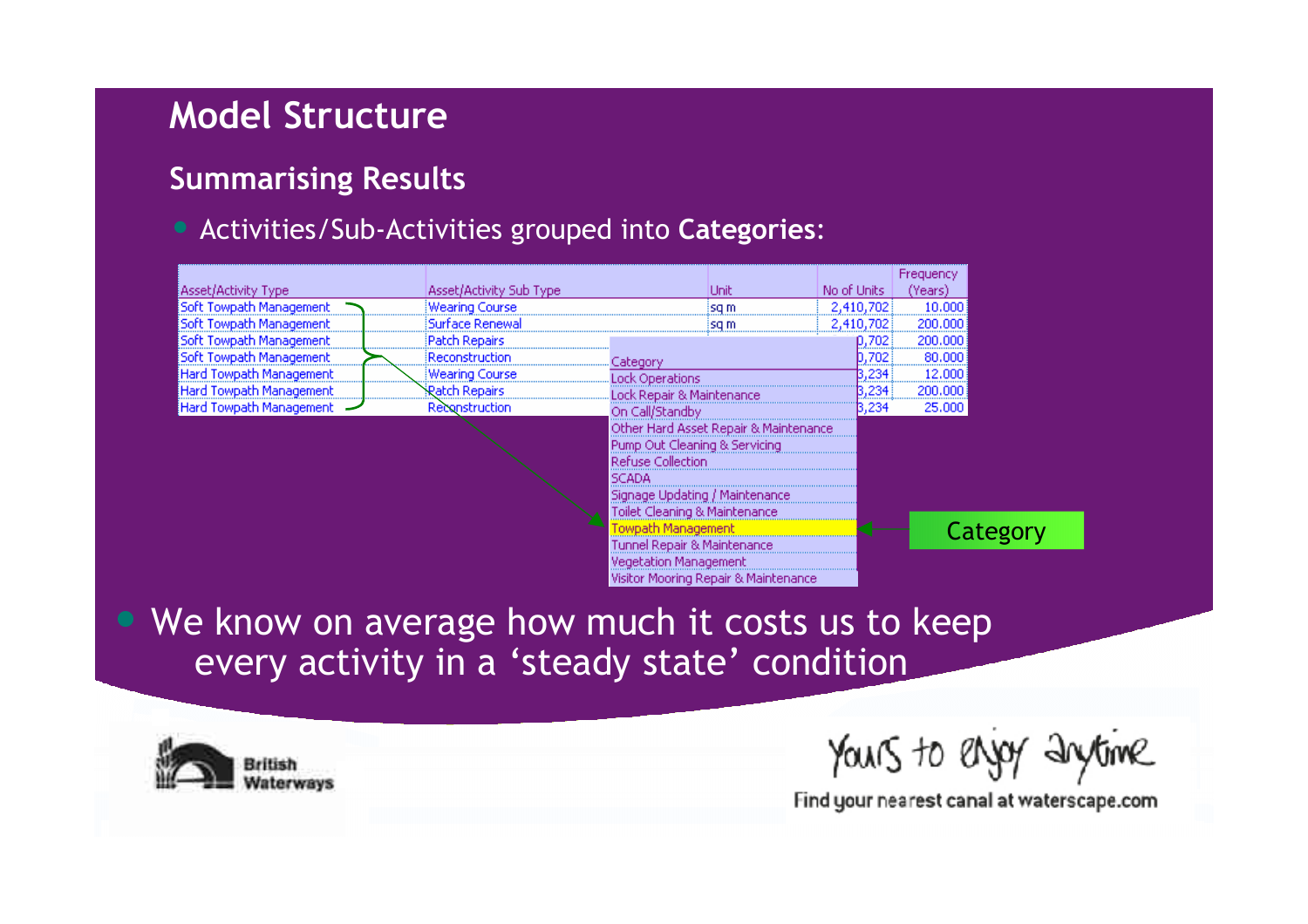# Model Structure

## Summarising Results

- Activities/Sub-Activities grouped into **Categories**:

| Asset/Activity Type | Asset/Activity Sub Type | Unit | No of Units | Frequency (Years) |
|---|---|---|---|---|
| Soft Towpath Management | Wearing Course | sq m | 2,410,702 | 10.000 |
| Soft Towpath Management | Surface Renewal | sq m | 2,410,702 | 200.000 |
| Soft Towpath Management | Patch Repairs | | 0,702 | 200.000 |
| Soft Towpath Management | Reconstruction | | 0,702 | 80.000 |
| Hard Towpath Management | Wearing Course | | 3,234 | 12.000 |
| Hard Towpath Management | Patch Repairs | | 3,234 | 200.000 |
| Hard Towpath Management | Reconstruction | | 3,234 | 25.000 |

| Category |
|---|
| Lock Operations |
| Lock Repair & Maintenance |
| On Call/Standby |
| Other Hard Asset Repair & Maintenance |
| Pump Out Cleaning & Servicing |
| Refuse Collection |
| SCADA |
| Signage Updating / Maintenance |
| Toilet Cleaning & Maintenance |
| Towpath Management |
| Tunnel Repair & Maintenance |
| Vegetation Management |
| Visitor Mooring Repair & Maintenance |

Category

- We know on average how much it costs us to keep every activity in a 'steady state' condition

British Waterways

Yours to enjoy anytime

Find your nearest canal at waterscape.com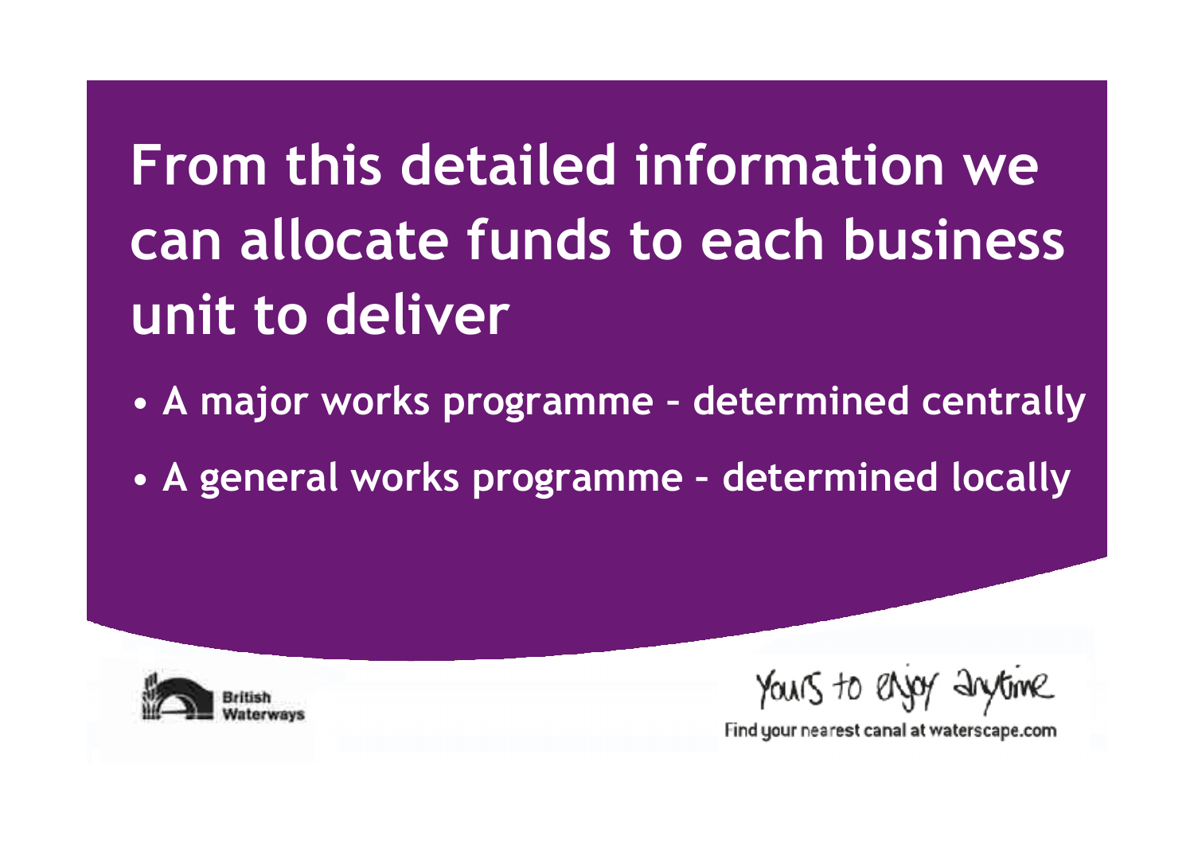# From this detailed information we can allocate funds to each business unit to deliver

- **A major works programme – determined centrally**
- **A general works programme – determined locally**

British Waterways

Yours to enjoy anytime

Find your nearest canal at waterscape.com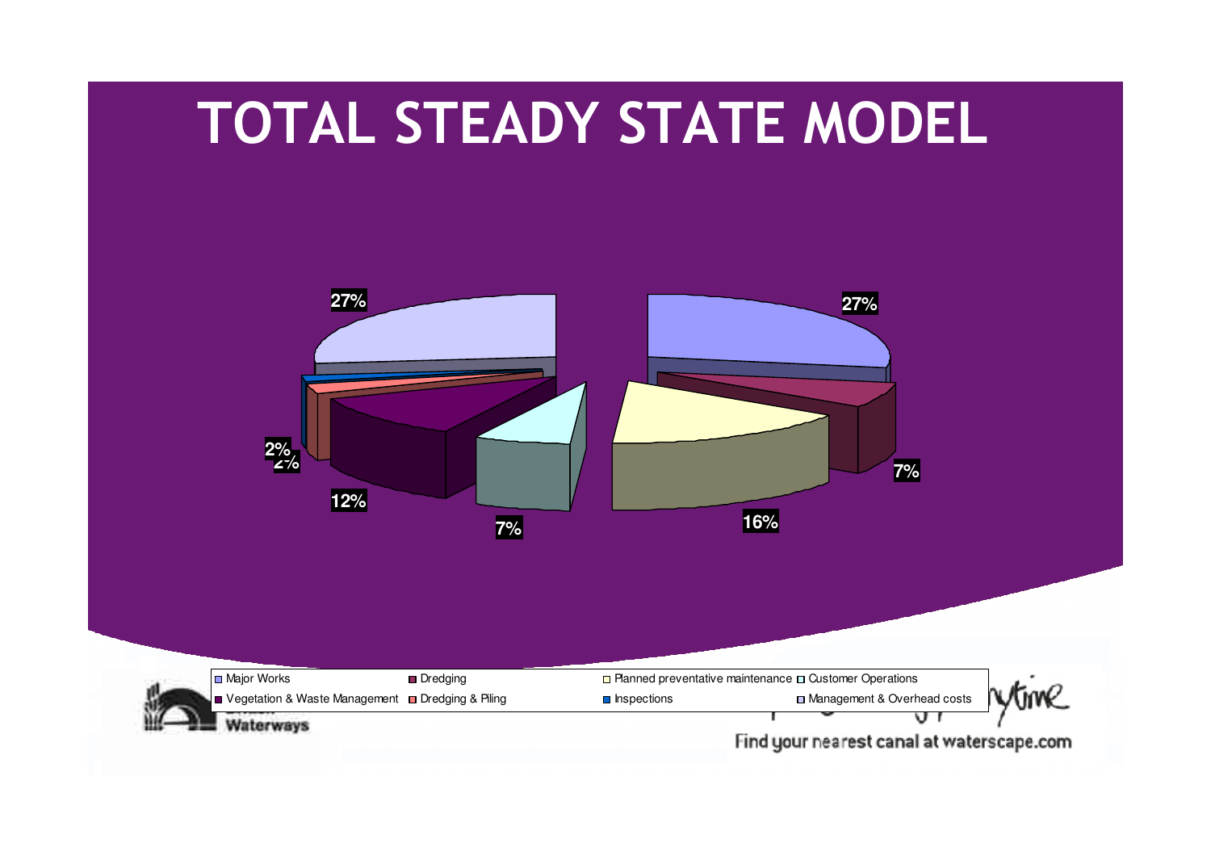# TOTAL STEADY STATE MODEL

27%
27%
7%
16%
7%
12%
2%
2%

- Major Works
- Dredging
- Planned preventative maintenance
- Customer Operations
- Vegetation & Waste Management
- Dredging & Piling
- Inspections
- Management & Overhead costs

Waterways

Find your nearest canal at waterscape.com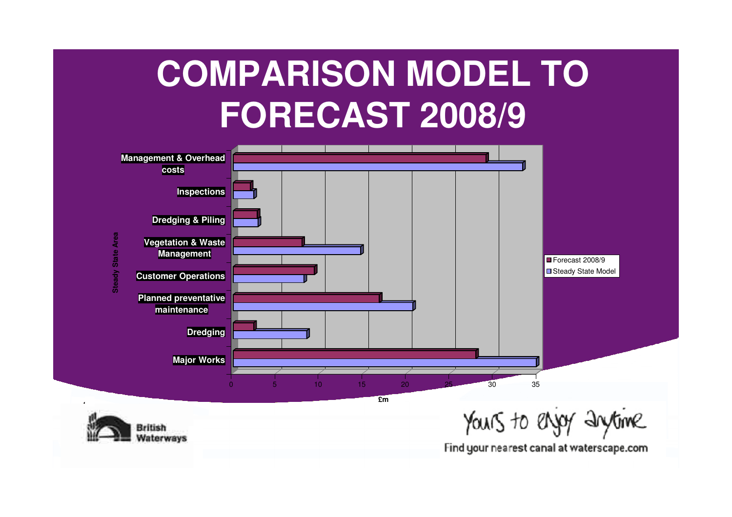# COMPARISON MODEL TO FORECAST 2008/9

Steady State Area

- Management & Overhead costs
- Inspections
- Dredging & Piling
- Vegetation & Waste Management
- Customer Operations
- Planned preventative maintenance
- Dredging
- Major Works

0 5 10 15 20 25 30 35

£m

■ Forecast 2008/9
■ Steady State Model

British Waterways

Yours to enjoy anytime

Find your nearest canal at waterscape.com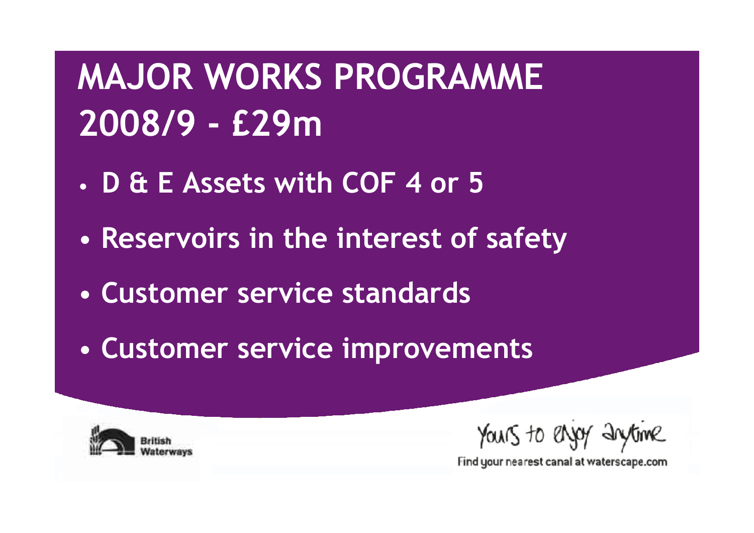# MAJOR WORKS PROGRAMME 2008/9 - £29m

- D & E Assets with COF 4 or 5
- Reservoirs in the interest of safety
- Customer service standards
- Customer service improvements

British Waterways

Yours to enjoy anytime

Find your nearest canal at waterscape.com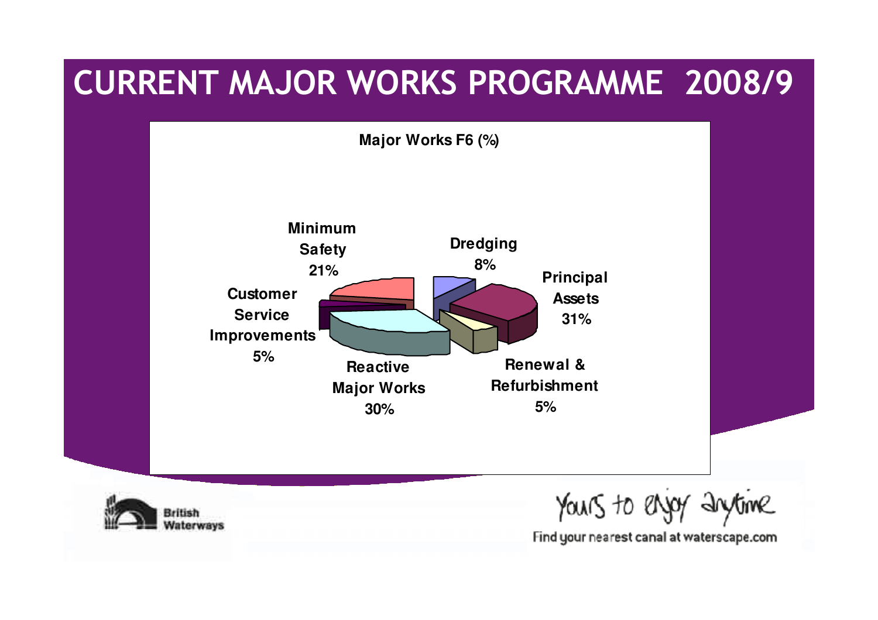# CURRENT MAJOR WORKS PROGRAMME 2008/9

**Major Works F6 (%)**

| Category | % |
|---|---|
| Dredging | 8% |
| Principal Assets | 31% |
| Renewal & Refurbishment | 5% |
| Reactive Major Works | 30% |
| Customer Service Improvements | 5% |
| Minimum Safety | 21% |

Yours to enjoy anytime

Find your nearest canal at waterscape.com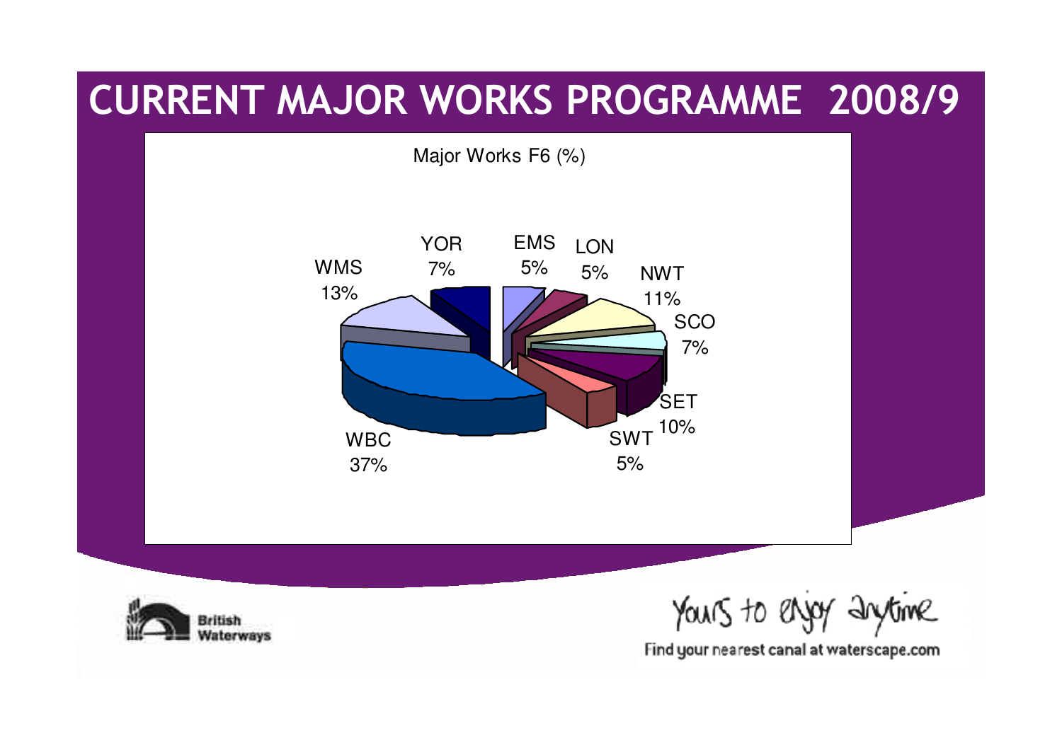# CURRENT MAJOR WORKS PROGRAMME 2008/9

Major Works F6 (%)

| Region | % |
|---|---|
| YOR | 7% |
| EMS | 5% |
| LON | 5% |
| NWT | 11% |
| SCO | 7% |
| SET | 10% |
| SWT | 5% |
| WBC | 37% |
| WMS | 13% |

Yours to enjoy anytime

Find your nearest canal at waterscape.com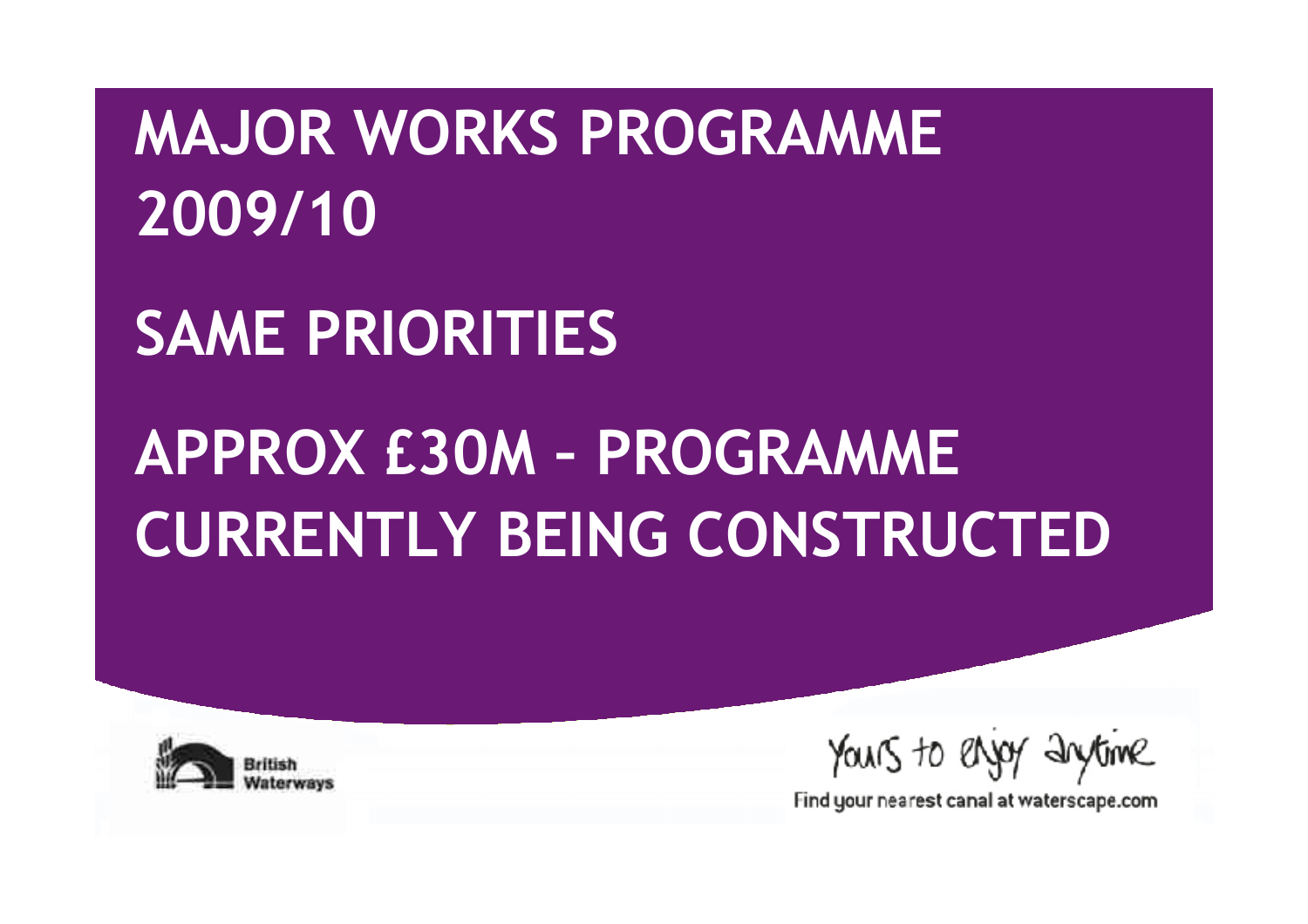# MAJOR WORKS PROGRAMME 2009/10

## SAME PRIORITIES

## APPROX £30M – PROGRAMME CURRENTLY BEING CONSTRUCTED

British Waterways

Yours to enjoy anytime

Find your nearest canal at waterscape.com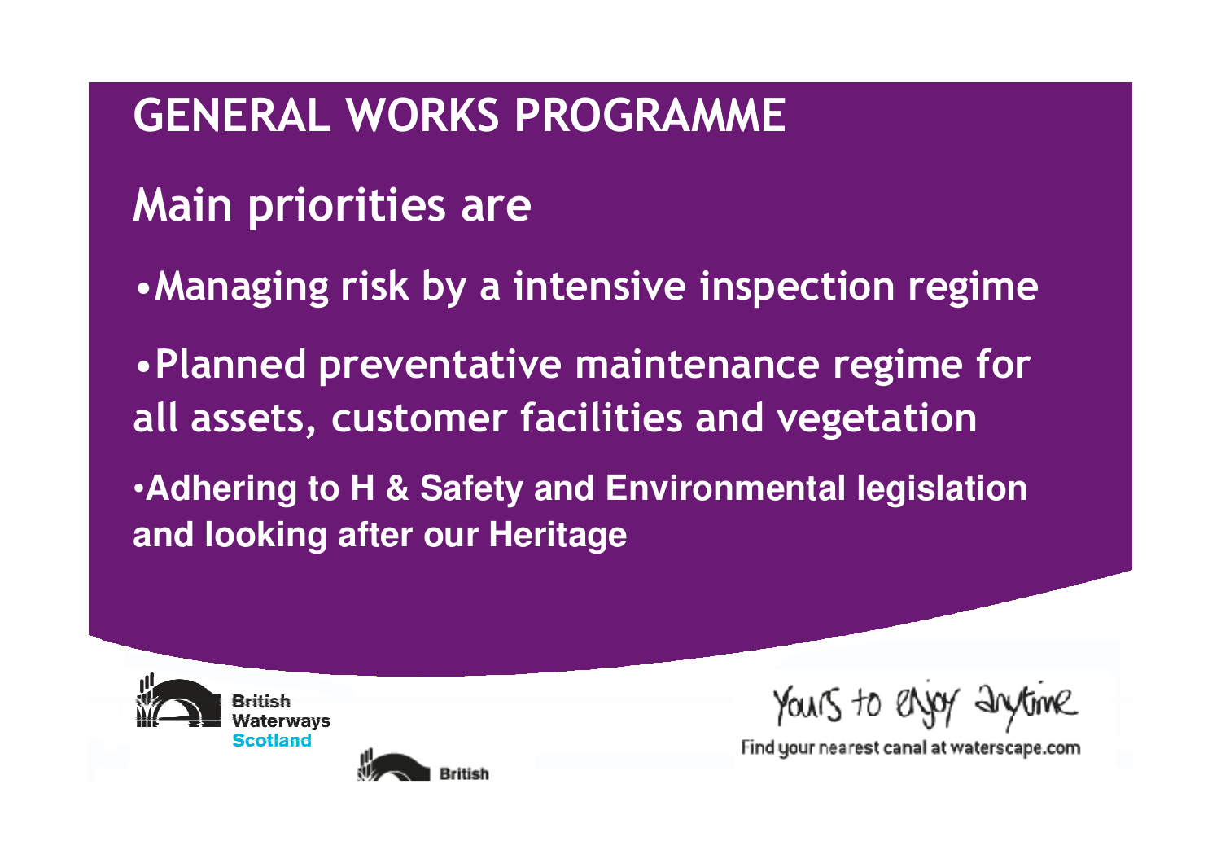# GENERAL WORKS PROGRAMME

## Main priorities are

- Managing risk by a intensive inspection regime
- Planned preventative maintenance regime for all assets, customer facilities and vegetation
- Adhering to H & Safety and Environmental legislation and looking after our Heritage

British Waterways Scotland

Yours to enjoy anytime

Find your nearest canal at waterscape.com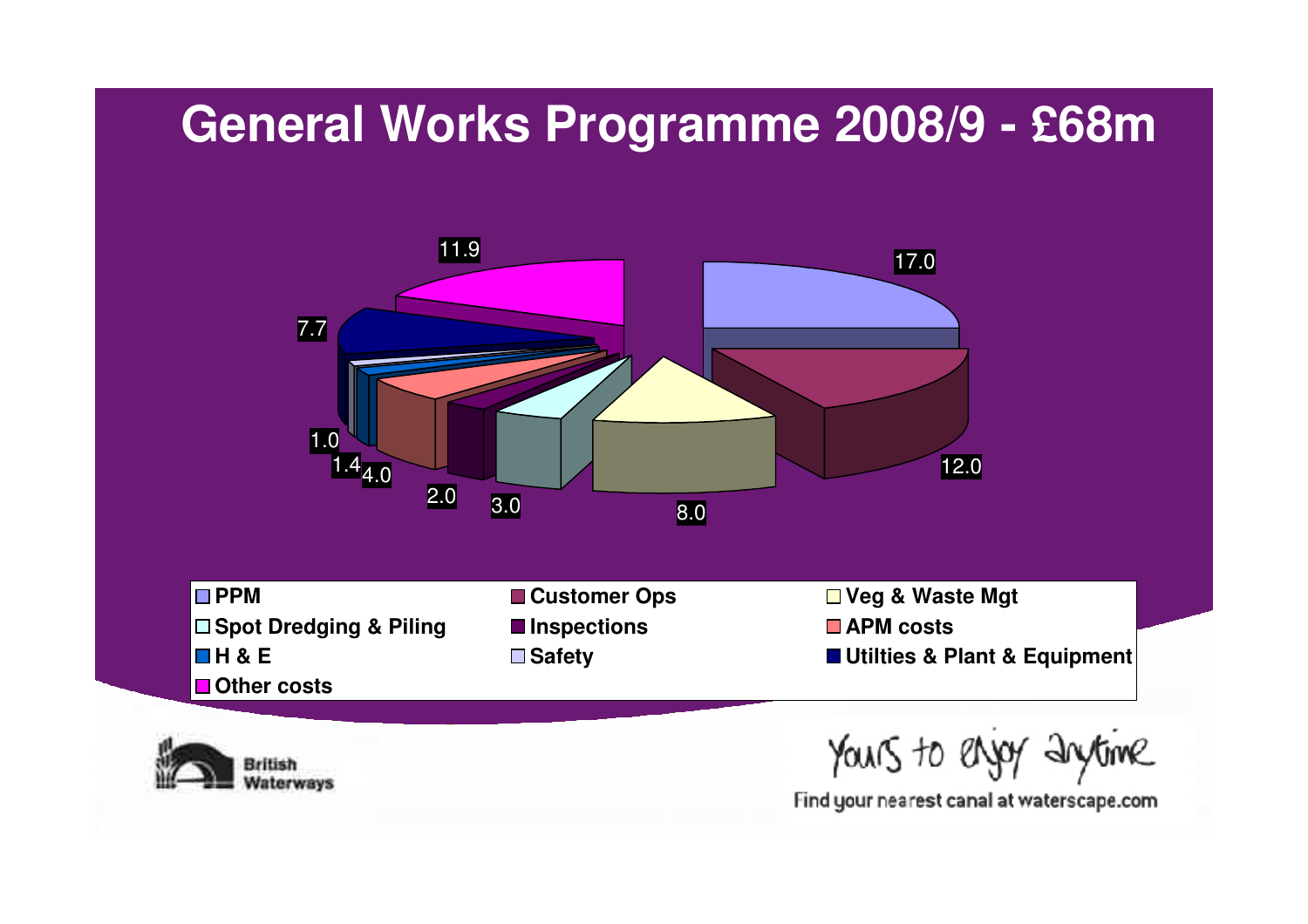# General Works Programme 2008/9 - £68m

| Category | £m |
|---|---|
| PPM | 17.0 |
| Customer Ops | 12.0 |
| Veg & Waste Mgt | 8.0 |
| Spot Dredging & Piling | 3.0 |
| Inspections | 2.0 |
| APM costs | 4.0 |
| H & E | 1.4 |
| Safety | 1.0 |
| Utilties & Plant & Equipment | 7.7 |
| Other costs | 11.9 |

British Waterways

Yours to enjoy anytime

Find your nearest canal at waterscape.com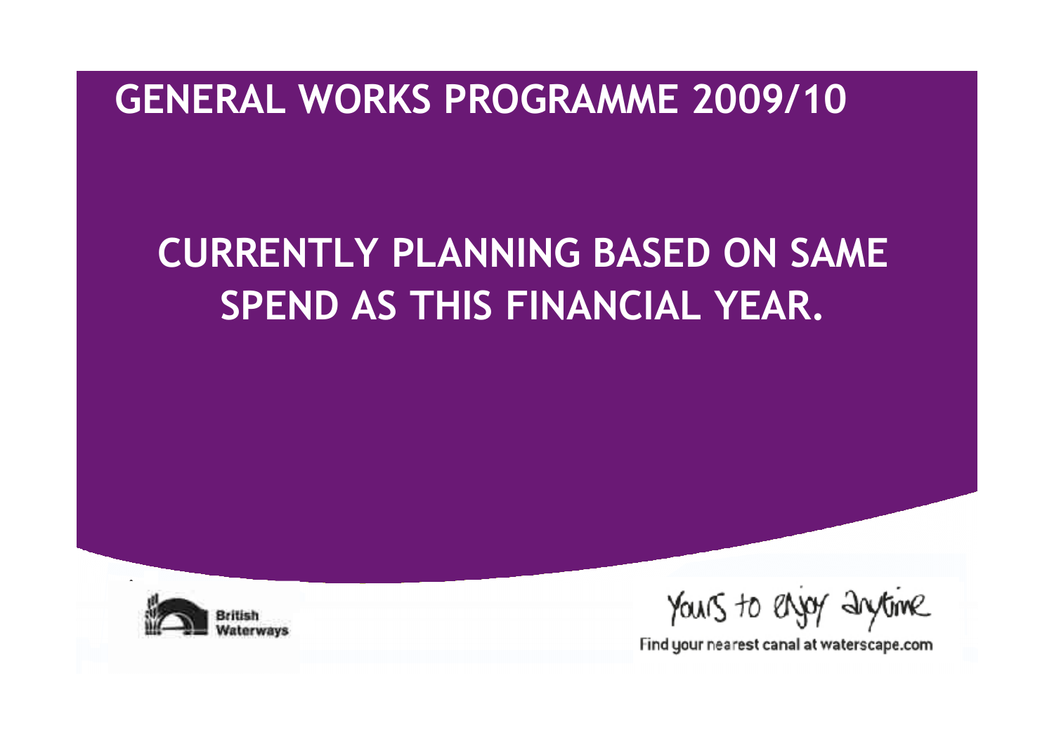# GENERAL WORKS PROGRAMME 2009/10

## CURRENTLY PLANNING BASED ON SAME SPEND AS THIS FINANCIAL YEAR.

British Waterways

Yours to enjoy anytime

Find your nearest canal at waterscape.com